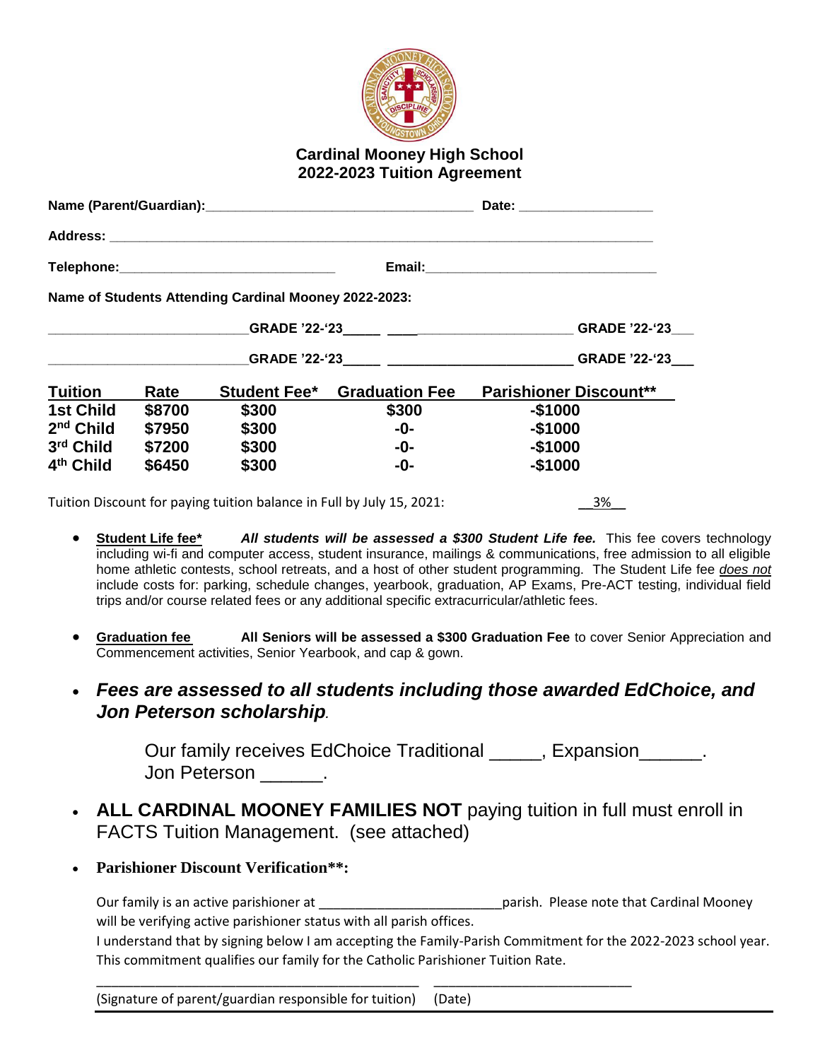# Cardinal Mooney High School
## 2022-2023 Tuition Agreement

**Name (Parent/Guardian):**___________________________________ **Date:** _________________

**Address:** ______________________________________________________________________

**Telephone:**____________________________ **Email:**______________________________

**Name of Students Attending Cardinal Mooney 2022-2023:**

_________________________**GRADE '22-'23**_____ ________________________ **GRADE '22-'23**___

_________________________**GRADE '22-'23**_____ ________________________ **GRADE '22-'23**___

| Tuition | Rate | Student Fee* | Graduation Fee | Parishioner Discount** |
|---|---|---|---|---|
| **1st Child** | **$8700** | **$300** | **$300** | **-$1000** |
| **2nd Child** | **$7950** | **$300** | **-0-** | **-$1000** |
| **3rd Child** | **$7200** | **$300** | **-0-** | **-$1000** |
| **4th Child** | **$6450** | **$300** | **-0-** | **-$1000** |

Tuition Discount for paying tuition balance in Full by July 15, 2021: __3%__

- **Student Life fee*** ***All students will be assessed a $300 Student Life fee.*** This fee covers technology including wi-fi and computer access, student insurance, mailings & communications, free admission to all eligible home athletic contests, school retreats, and a host of other student programming. The Student Life fee ***does not*** include costs for: parking, schedule changes, yearbook, graduation, AP Exams, Pre-ACT testing, individual field trips and/or course related fees or any additional specific extracurricular/athletic fees.

- **Graduation fee** **All Seniors will be assessed a $300 Graduation Fee** to cover Senior Appreciation and Commencement activities, Senior Yearbook, and cap & gown.

- ***Fees are assessed to all students including those awarded EdChoice, and Jon Peterson scholarship.***

  Our family receives EdChoice Traditional _____, Expansion______.
  Jon Peterson ______.

- **ALL CARDINAL MOONEY FAMILIES NOT** paying tuition in full must enroll in FACTS Tuition Management. (see attached)

- **Parishioner Discount Verification**:**

  Our family is an active parishioner at _________________________parish. Please note that Cardinal Mooney will be verifying active parishioner status with all parish offices.
  I understand that by signing below I am accepting the Family-Parish Commitment for the 2022-2023 school year. This commitment qualifies our family for the Catholic Parishioner Tuition Rate.

  _____________________________________________ ___________________________
  (Signature of parent/guardian responsible for tuition) (Date)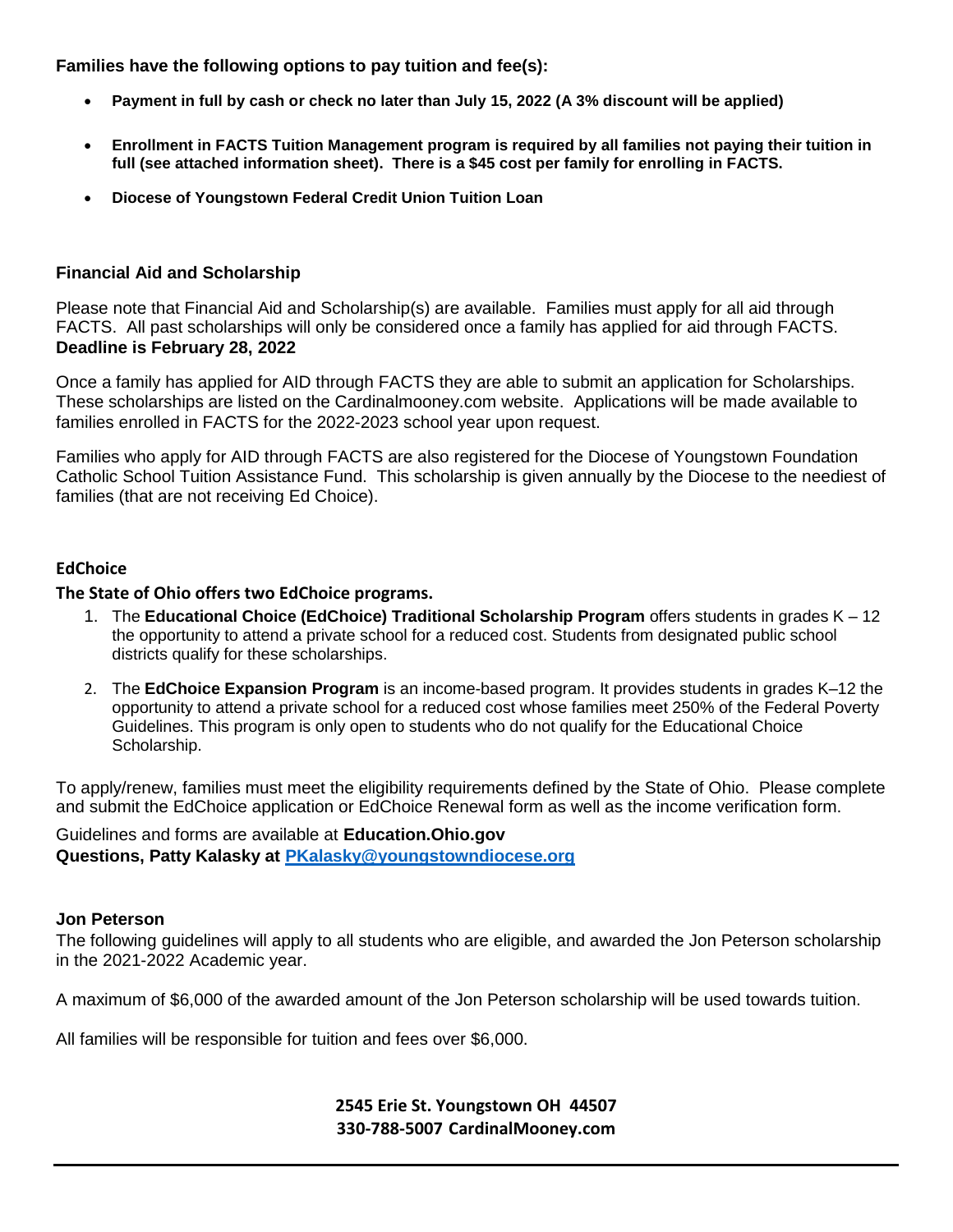**Families have the following options to pay tuition and fee(s):**

- **Payment in full by cash or check no later than July 15, 2022 (A 3% discount will be applied)**
- **Enrollment in FACTS Tuition Management program is required by all families not paying their tuition in full (see attached information sheet). There is a $45 cost per family for enrolling in FACTS.**
- **Diocese of Youngstown Federal Credit Union Tuition Loan**

### Financial Aid and Scholarship

Please note that Financial Aid and Scholarship(s) are available. Families must apply for all aid through FACTS. All past scholarships will only be considered once a family has applied for aid through FACTS. **Deadline is February 28, 2022**

Once a family has applied for AID through FACTS they are able to submit an application for Scholarships. These scholarships are listed on the Cardinalmooney.com website. Applications will be made available to families enrolled in FACTS for the 2022-2023 school year upon request.

Families who apply for AID through FACTS are also registered for the Diocese of Youngstown Foundation Catholic School Tuition Assistance Fund. This scholarship is given annually by the Diocese to the neediest of families (that are not receiving Ed Choice).

### EdChoice

**The State of Ohio offers two EdChoice programs.**

1. The **Educational Choice (EdChoice) Traditional Scholarship Program** offers students in grades K – 12 the opportunity to attend a private school for a reduced cost. Students from designated public school districts qualify for these scholarships.
2. The **EdChoice Expansion Program** is an income-based program. It provides students in grades K–12 the opportunity to attend a private school for a reduced cost whose families meet 250% of the Federal Poverty Guidelines. This program is only open to students who do not qualify for the Educational Choice Scholarship.

To apply/renew, families must meet the eligibility requirements defined by the State of Ohio. Please complete and submit the EdChoice application or EdChoice Renewal form as well as the income verification form.

Guidelines and forms are available at **Education.Ohio.gov**
**Questions, Patty Kalasky at [PKalasky@youngstowndiocese.org](mailto:PKalasky@youngstowndiocese.org)**

### Jon Peterson

The following guidelines will apply to all students who are eligible, and awarded the Jon Peterson scholarship in the 2021-2022 Academic year.

A maximum of $6,000 of the awarded amount of the Jon Peterson scholarship will be used towards tuition.

All families will be responsible for tuition and fees over $6,000.

**2545 Erie St. Youngstown OH 44507**
**330-788-5007 CardinalMooney.com**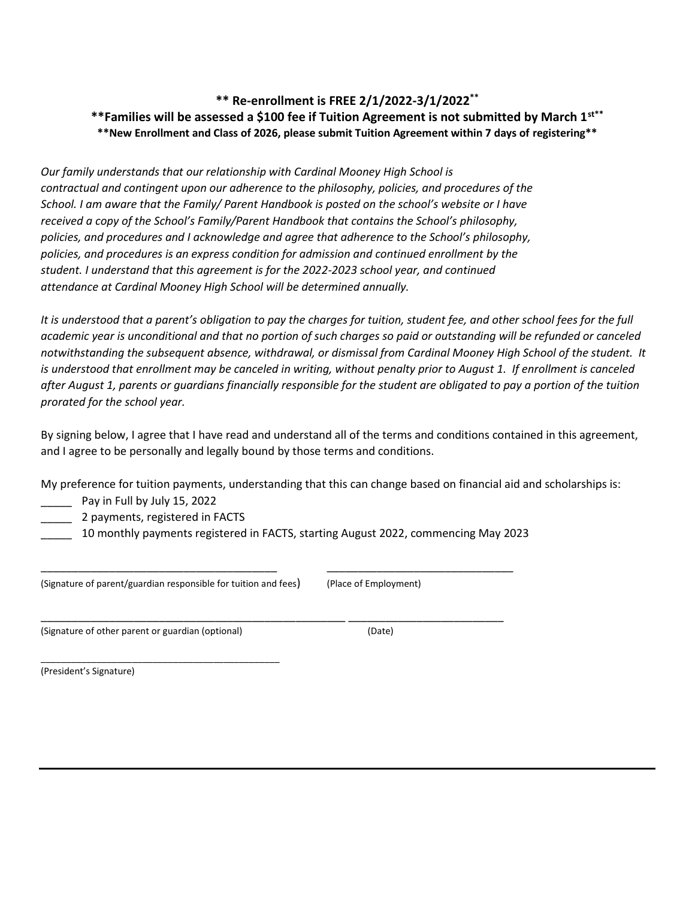**\*\* Re-enrollment is FREE 2/1/2022-3/1/2022\*\***

**\*\*Families will be assessed a $100 fee if Tuition Agreement is not submitted by March 1st\*\***

**\*\*New Enrollment and Class of 2026, please submit Tuition Agreement within 7 days of registering\*\***

*Our family understands that our relationship with Cardinal Mooney High School is contractual and contingent upon our adherence to the philosophy, policies, and procedures of the School. I am aware that the Family/ Parent Handbook is posted on the school's website or I have received a copy of the School's Family/Parent Handbook that contains the School's philosophy, policies, and procedures and I acknowledge and agree that adherence to the School's philosophy, policies, and procedures is an express condition for admission and continued enrollment by the student. I understand that this agreement is for the 2022-2023 school year, and continued attendance at Cardinal Mooney High School will be determined annually.*

*It is understood that a parent's obligation to pay the charges for tuition, student fee, and other school fees for the full academic year is unconditional and that no portion of such charges so paid or outstanding will be refunded or canceled notwithstanding the subsequent absence, withdrawal, or dismissal from Cardinal Mooney High School of the student. It is understood that enrollment may be canceled in writing, without penalty prior to August 1. If enrollment is canceled after August 1, parents or guardians financially responsible for the student are obligated to pay a portion of the tuition prorated for the school year.*

By signing below, I agree that I have read and understand all of the terms and conditions contained in this agreement, and I agree to be personally and legally bound by those terms and conditions.

My preference for tuition payments, understanding that this can change based on financial aid and scholarships is:

_____ Pay in Full by July 15, 2022

_____ 2 payments, registered in FACTS

_____ 10 monthly payments registered in FACTS, starting August 2022, commencing May 2023

________________________________________ ________________________________

(Signature of parent/guardian responsible for tuition and fees) (Place of Employment)

________________________________________________________ ___________________________

(Signature of other parent or guardian (optional) (Date)

______________________________________________

(President's Signature)